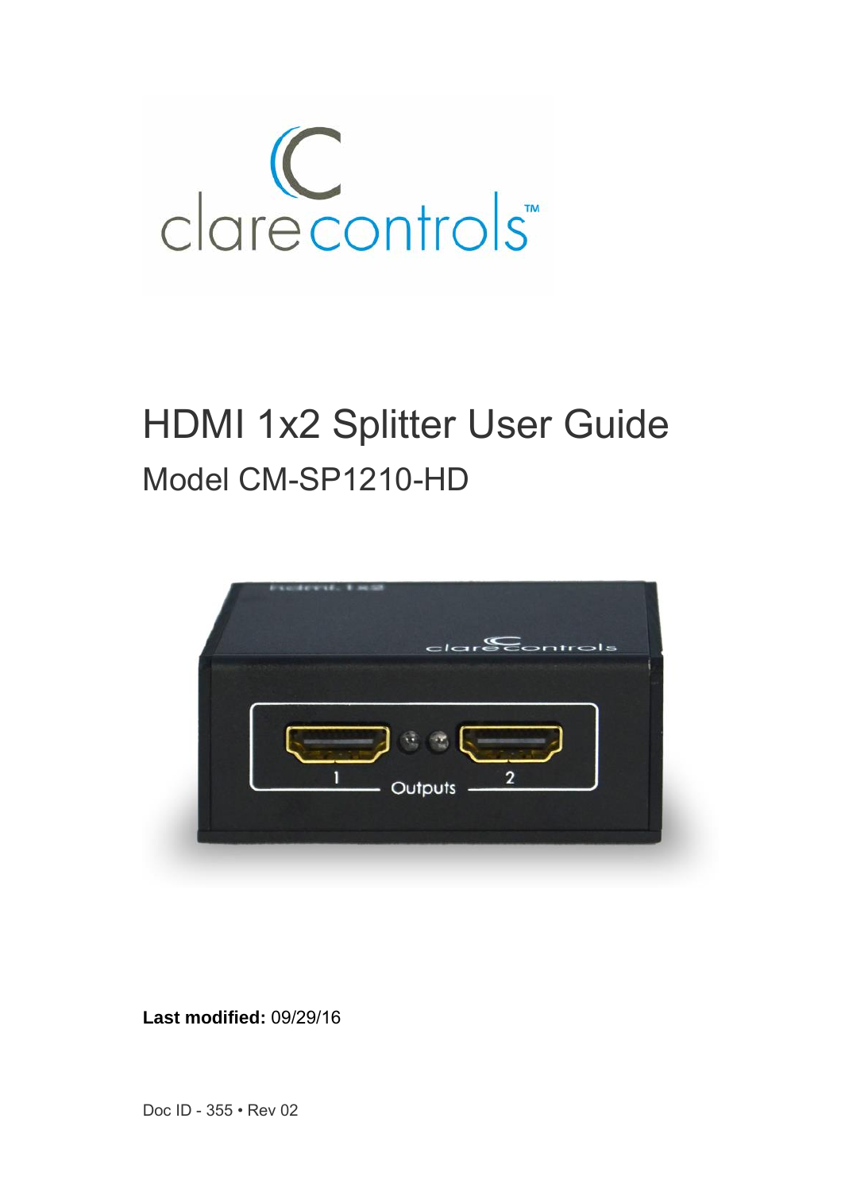# HDMI 1x2 Splitter User Guide

## Model CM-SP1210-HD

**Last modified:** 09/29/16

Doc ID - 355 • Rev 02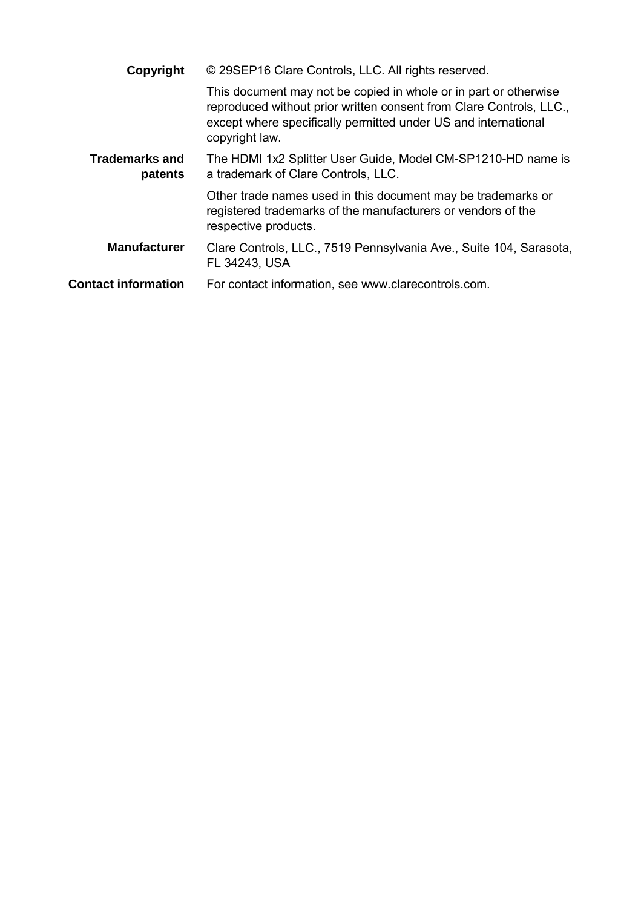**Copyright** © 29SEP16 Clare Controls, LLC. All rights reserved.

This document may not be copied in whole or in part or otherwise reproduced without prior written consent from Clare Controls, LLC., except where specifically permitted under US and international copyright law.

**Trademarks and patents** The HDMI 1x2 Splitter User Guide, Model CM-SP1210-HD name is a trademark of Clare Controls, LLC.

Other trade names used in this document may be trademarks or registered trademarks of the manufacturers or vendors of the respective products.

**Manufacturer** Clare Controls, LLC., 7519 Pennsylvania Ave., Suite 104, Sarasota, FL 34243, USA

**Contact information** For contact information, see www.clarecontrols.com.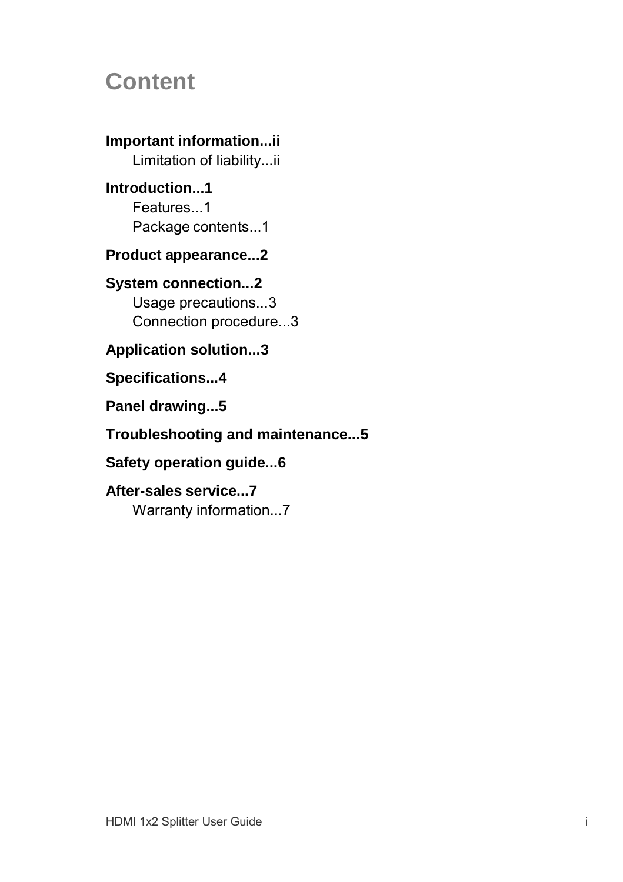# Content

**Important information...ii**

Limitation of liability...ii

**Introduction...1**

Features...1

Package contents...1

**Product appearance...2**

**System connection...2**

Usage precautions...3

Connection procedure...3

**Application solution...3**

**Specifications...4**

**Panel drawing...5**

**Troubleshooting and maintenance...5**

**Safety operation guide...6**

**After-sales service...7**

Warranty information...7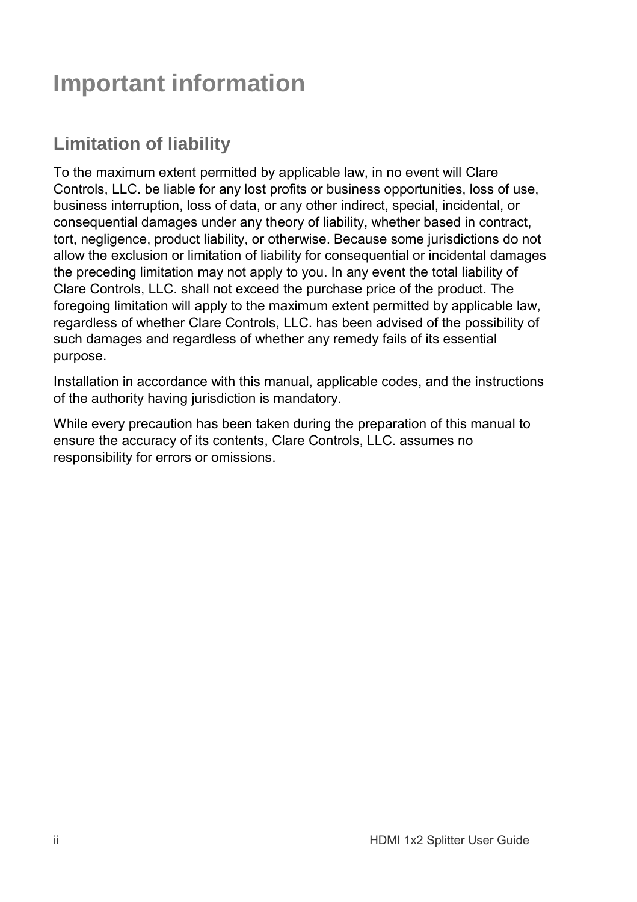# Important information

## Limitation of liability

To the maximum extent permitted by applicable law, in no event will Clare Controls, LLC. be liable for any lost profits or business opportunities, loss of use, business interruption, loss of data, or any other indirect, special, incidental, or consequential damages under any theory of liability, whether based in contract, tort, negligence, product liability, or otherwise. Because some jurisdictions do not allow the exclusion or limitation of liability for consequential or incidental damages the preceding limitation may not apply to you. In any event the total liability of Clare Controls, LLC. shall not exceed the purchase price of the product. The foregoing limitation will apply to the maximum extent permitted by applicable law, regardless of whether Clare Controls, LLC. has been advised of the possibility of such damages and regardless of whether any remedy fails of its essential purpose.

Installation in accordance with this manual, applicable codes, and the instructions of the authority having jurisdiction is mandatory.

While every precaution has been taken during the preparation of this manual to ensure the accuracy of its contents, Clare Controls, LLC. assumes no responsibility for errors or omissions.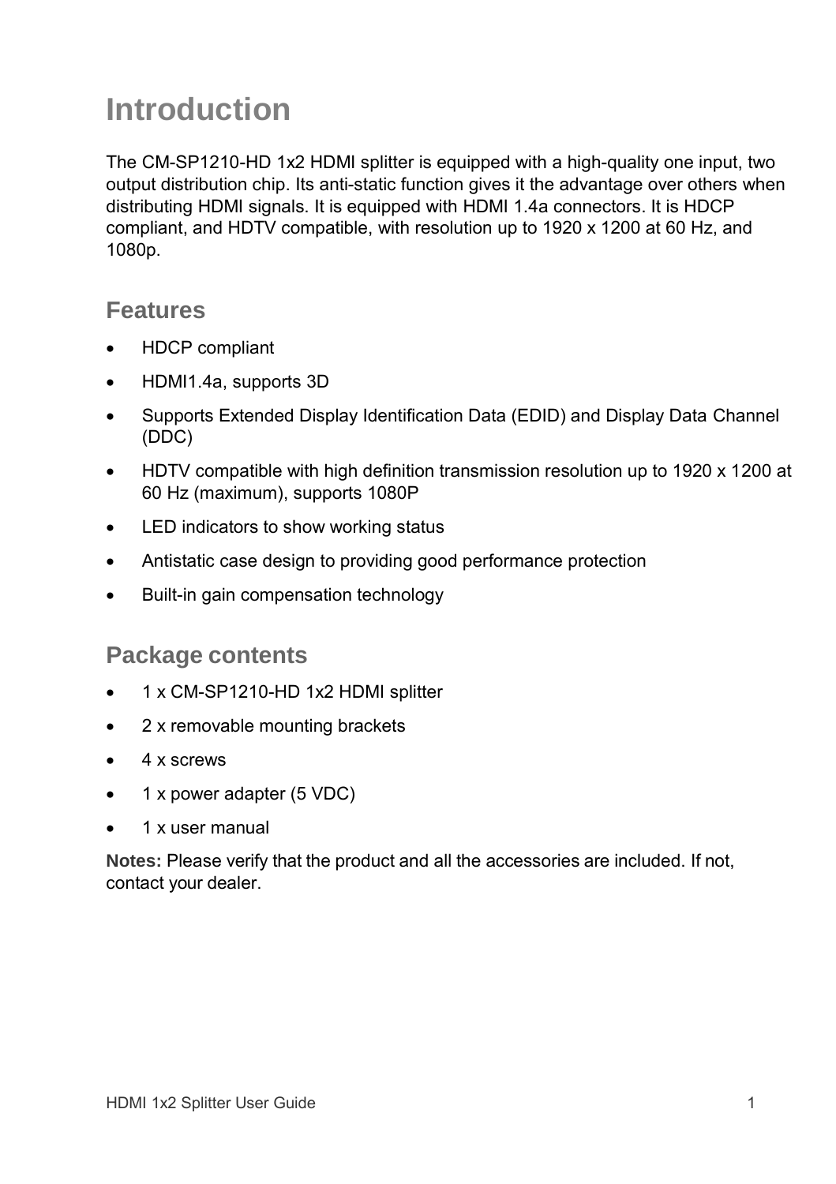# Introduction

The CM-SP1210-HD 1x2 HDMI splitter is equipped with a high-quality one input, two output distribution chip. Its anti-static function gives it the advantage over others when distributing HDMI signals. It is equipped with HDMI 1.4a connectors. It is HDCP compliant, and HDTV compatible, with resolution up to 1920 x 1200 at 60 Hz, and 1080p.

## Features

- HDCP compliant
- HDMI1.4a, supports 3D
- Supports Extended Display Identification Data (EDID) and Display Data Channel (DDC)
- HDTV compatible with high definition transmission resolution up to 1920 x 1200 at 60 Hz (maximum), supports 1080P
- LED indicators to show working status
- Antistatic case design to providing good performance protection
- Built-in gain compensation technology

## Package contents

- 1 x CM-SP1210-HD 1x2 HDMI splitter
- 2 x removable mounting brackets
- 4 x screws
- 1 x power adapter (5 VDC)
- 1 x user manual

**Notes:** Please verify that the product and all the accessories are included. If not, contact your dealer.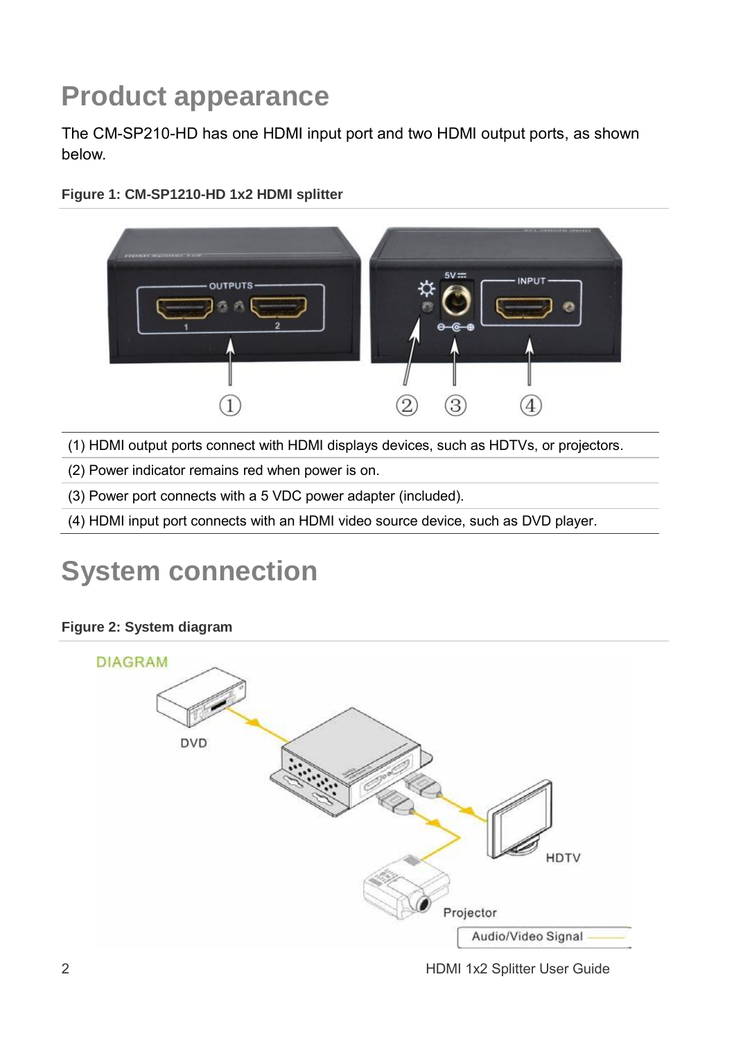# Product appearance

The CM-SP210-HD has one HDMI input port and two HDMI output ports, as shown below.

**Figure 1: CM-SP1210-HD 1x2 HDMI splitter**

(1) HDMI output ports connect with HDMI displays devices, such as HDTVs, or projectors.

(2) Power indicator remains red when power is on.

(3) Power port connects with a 5 VDC power adapter (included).

(4) HDMI input port connects with an HDMI video source device, such as DVD player.

# System connection

**Figure 2: System diagram**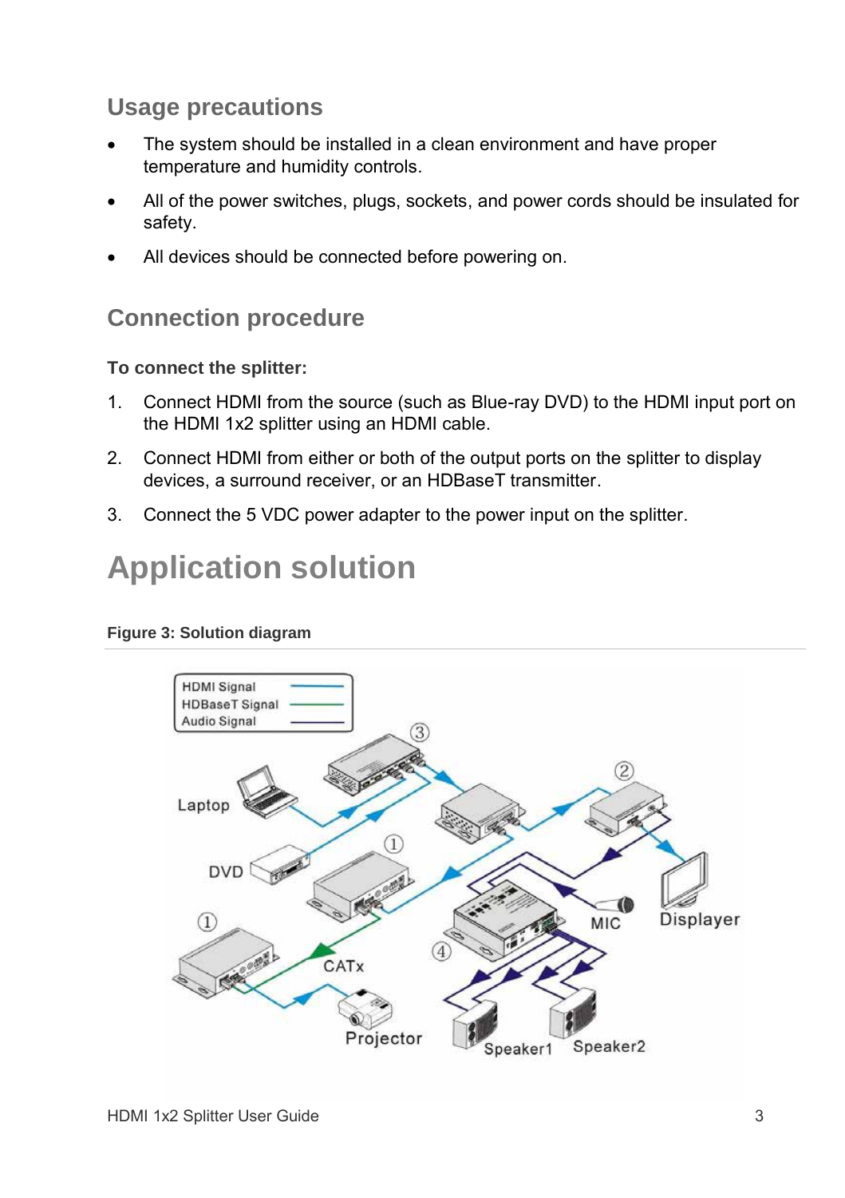## Usage precautions

- The system should be installed in a clean environment and have proper temperature and humidity controls.
- All of the power switches, plugs, sockets, and power cords should be insulated for safety.
- All devices should be connected before powering on.

## Connection procedure

**To connect the splitter:**

1. Connect HDMI from the source (such as Blue-ray DVD) to the HDMI input port on the HDMI 1x2 splitter using an HDMI cable.
2. Connect HDMI from either or both of the output ports on the splitter to display devices, a surround receiver, or an HDBaseT transmitter.
3. Connect the 5 VDC power adapter to the power input on the splitter.

# Application solution

**Figure 3: Solution diagram**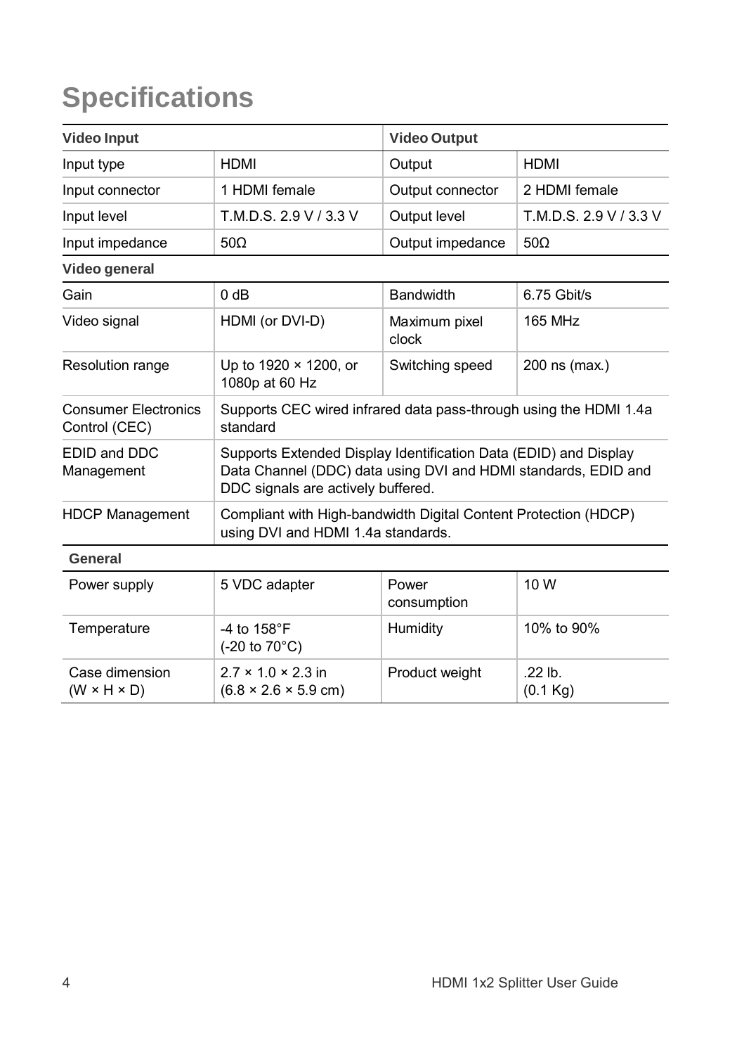# Specifications

| Video Input | | Video Output | |
|---|---|---|---|
| Input type | HDMI | Output | HDMI |
| Input connector | 1 HDMI female | Output connector | 2 HDMI female |
| Input level | T.M.D.S. 2.9 V / 3.3 V | Output level | T.M.D.S. 2.9 V / 3.3 V |
| Input impedance | 50Ω | Output impedance | 50Ω |
| **Video general** | | | |
| Gain | 0 dB | Bandwidth | 6.75 Gbit/s |
| Video signal | HDMI (or DVI-D) | Maximum pixel clock | 165 MHz |
| Resolution range | Up to 1920 × 1200, or 1080p at 60 Hz | Switching speed | 200 ns (max.) |
| Consumer Electronics Control (CEC) | Supports CEC wired infrared data pass-through using the HDMI 1.4a standard | | |
| EDID and DDC Management | Supports Extended Display Identification Data (EDID) and Display Data Channel (DDC) data using DVI and HDMI standards, EDID and DDC signals are actively buffered. | | |
| HDCP Management | Compliant with High-bandwidth Digital Content Protection (HDCP) using DVI and HDMI 1.4a standards. | | |
| **General** | | | |
| Power supply | 5 VDC adapter | Power consumption | 10 W |
| Temperature | -4 to 158°F (-20 to 70°C) | Humidity | 10% to 90% |
| Case dimension (W × H × D) | 2.7 × 1.0 × 2.3 in (6.8 × 2.6 × 5.9 cm) | Product weight | .22 lb. (0.1 Kg) |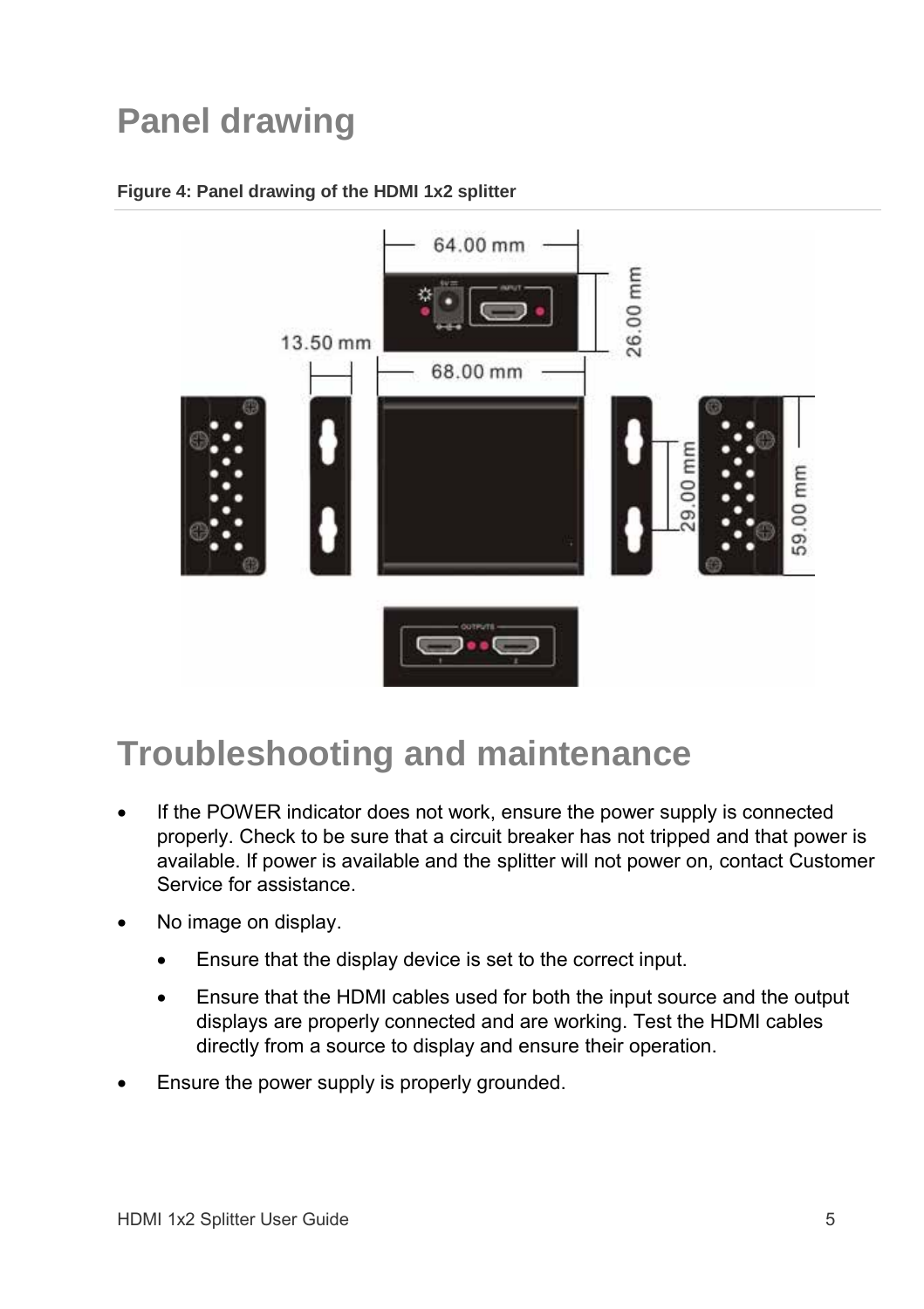# Panel drawing

**Figure 4: Panel drawing of the HDMI 1x2 splitter**

# Troubleshooting and maintenance

- If the POWER indicator does not work, ensure the power supply is connected properly. Check to be sure that a circuit breaker has not tripped and that power is available. If power is available and the splitter will not power on, contact Customer Service for assistance.
- No image on display.
  - Ensure that the display device is set to the correct input.
  - Ensure that the HDMI cables used for both the input source and the output displays are properly connected and are working. Test the HDMI cables directly from a source to display and ensure their operation.
- Ensure the power supply is properly grounded.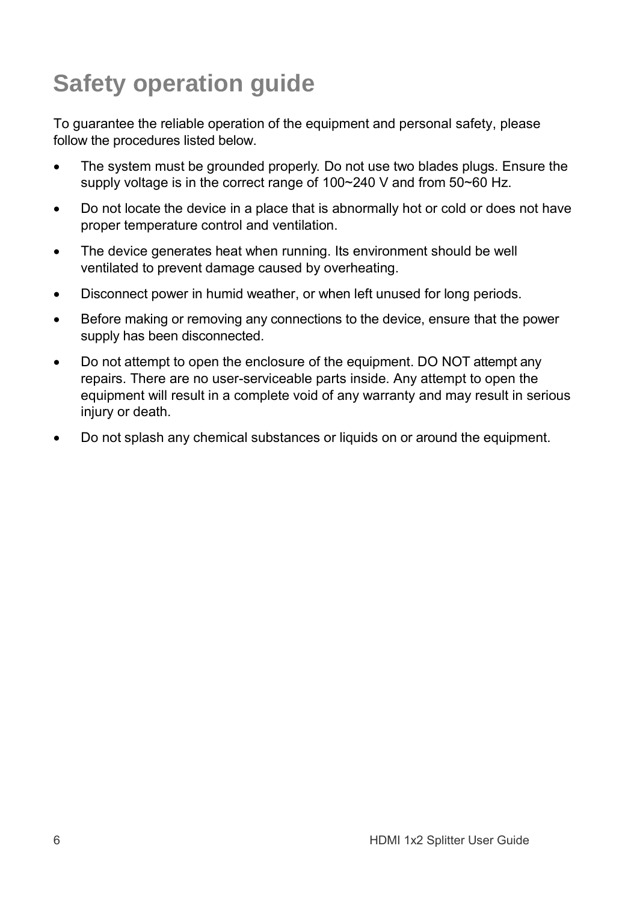# Safety operation guide

To guarantee the reliable operation of the equipment and personal safety, please follow the procedures listed below.

- The system must be grounded properly. Do not use two blades plugs. Ensure the supply voltage is in the correct range of 100~240 V and from 50~60 Hz.
- Do not locate the device in a place that is abnormally hot or cold or does not have proper temperature control and ventilation.
- The device generates heat when running. Its environment should be well ventilated to prevent damage caused by overheating.
- Disconnect power in humid weather, or when left unused for long periods.
- Before making or removing any connections to the device, ensure that the power supply has been disconnected.
- Do not attempt to open the enclosure of the equipment. DO NOT attempt any repairs. There are no user-serviceable parts inside. Any attempt to open the equipment will result in a complete void of any warranty and may result in serious injury or death.
- Do not splash any chemical substances or liquids on or around the equipment.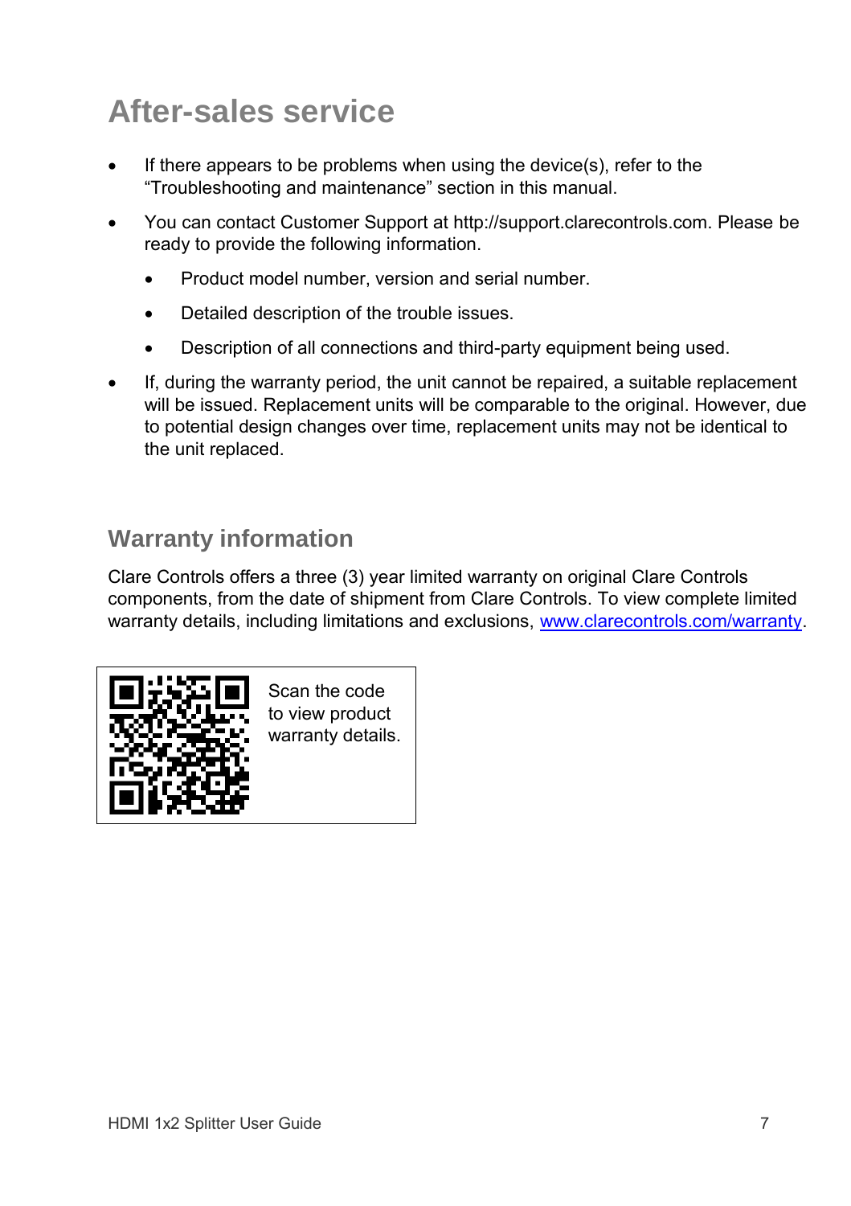# After-sales service

- If there appears to be problems when using the device(s), refer to the "Troubleshooting and maintenance" section in this manual.
- You can contact Customer Support at http://support.clarecontrols.com. Please be ready to provide the following information.
  - Product model number, version and serial number.
  - Detailed description of the trouble issues.
  - Description of all connections and third-party equipment being used.
- If, during the warranty period, the unit cannot be repaired, a suitable replacement will be issued. Replacement units will be comparable to the original. However, due to potential design changes over time, replacement units may not be identical to the unit replaced.

## Warranty information

Clare Controls offers a three (3) year limited warranty on original Clare Controls components, from the date of shipment from Clare Controls. To view complete limited warranty details, including limitations and exclusions, [www.clarecontrols.com/warranty](http://www.clarecontrols.com/warranty).

Scan the code to view product warranty details.